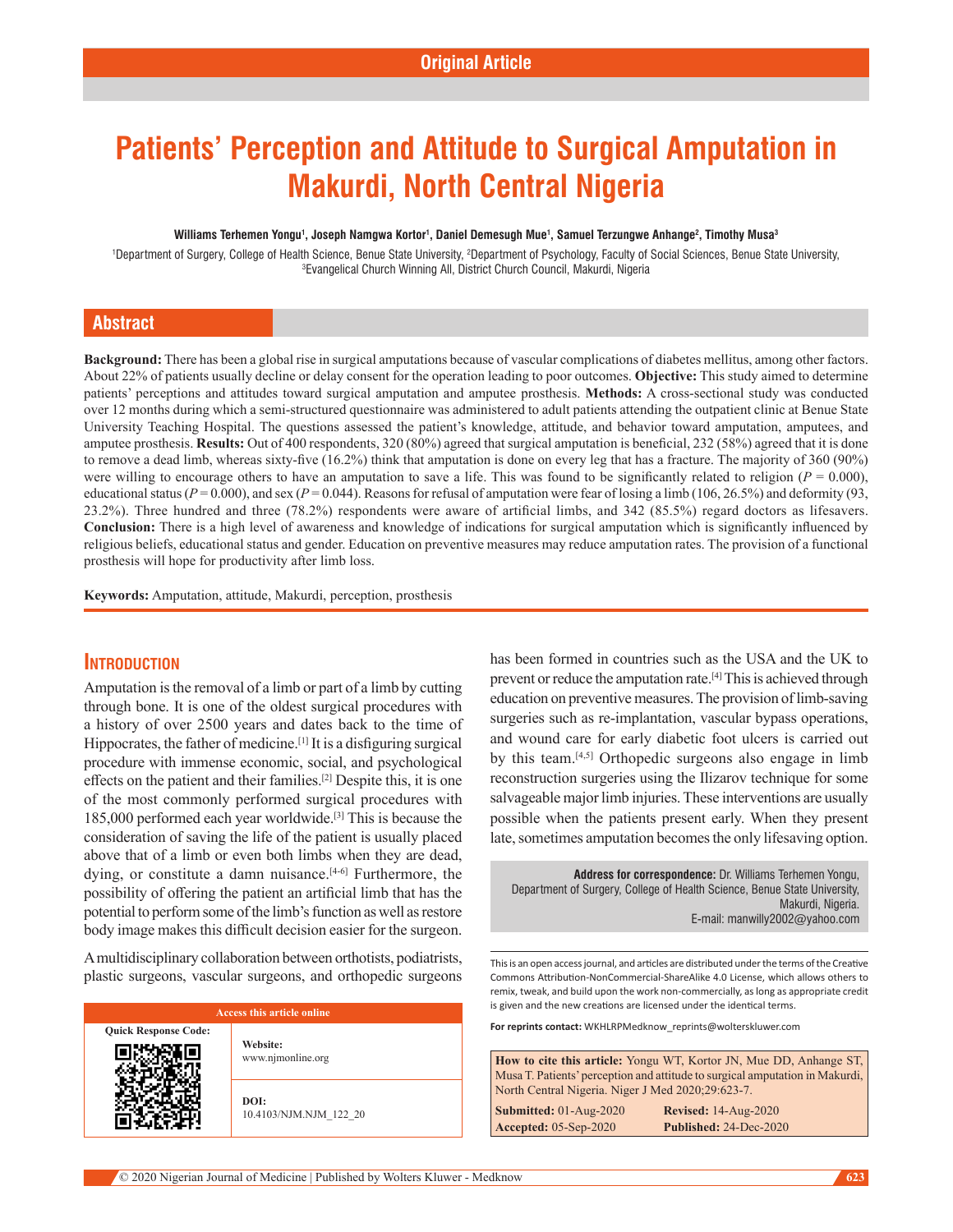Original Article

# Patients' Perception and Attitude to Surgical Amputation in Makurdi, North Central Nigeria

**Williams Terhemen Yongu[1], Joseph Namgwa Kortor[1], Daniel Demesugh Mue[1], Samuel Terzungwe Anhange[2], Timothy Musa[3]**

[1]Department of Surgery, College of Health Science, Benue State University, [2]Department of Psychology, Faculty of Social Sciences, Benue State University, [3]Evangelical Church Winning All, District Church Council, Makurdi, Nigeria

## Abstract

**Background:** There has been a global rise in surgical amputations because of vascular complications of diabetes mellitus, among other factors. About 22% of patients usually decline or delay consent for the operation leading to poor outcomes. **Objective:** This study aimed to determine patients' perceptions and attitudes toward surgical amputation and amputee prosthesis. **Methods:** A cross-sectional study was conducted over 12 months during which a semi-structured questionnaire was administered to adult patients attending the outpatient clinic at Benue State University Teaching Hospital. The questions assessed the patient's knowledge, attitude, and behavior toward amputation, amputees, and amputee prosthesis. **Results:** Out of 400 respondents, 320 (80%) agreed that surgical amputation is beneficial, 232 (58%) agreed that it is done to remove a dead limb, whereas sixty-five (16.2%) think that amputation is done on every leg that has a fracture. The majority of 360 (90%) were willing to encourage others to have an amputation to save a life. This was found to be significantly related to religion ($P = 0.000$), educational status ($P = 0.000$), and sex ($P = 0.044$). Reasons for refusal of amputation were fear of losing a limb (106, 26.5%) and deformity (93, 23.2%). Three hundred and three (78.2%) respondents were aware of artificial limbs, and 342 (85.5%) regard doctors as lifesavers. **Conclusion:** There is a high level of awareness and knowledge of indications for surgical amputation which is significantly influenced by religious beliefs, educational status and gender. Education on preventive measures may reduce amputation rates. The provision of a functional prosthesis will hope for productivity after limb loss.

**Keywords:** Amputation, attitude, Makurdi, perception, prosthesis

## Introduction

Amputation is the removal of a limb or part of a limb by cutting through bone. It is one of the oldest surgical procedures with a history of over 2500 years and dates back to the time of Hippocrates, the father of medicine.[1] It is a disfiguring surgical procedure with immense economic, social, and psychological effects on the patient and their families.[2] Despite this, it is one of the most commonly performed surgical procedures with 185,000 performed each year worldwide.[3] This is because the consideration of saving the life of the patient is usually placed above that of a limb or even both limbs when they are dead, dying, or constitute a damn nuisance.[4-6] Furthermore, the possibility of offering the patient an artificial limb that has the potential to perform some of the limb's function as well as restore body image makes this difficult decision easier for the surgeon.

A multidisciplinary collaboration between orthotists, podiatrists, plastic surgeons, vascular surgeons, and orthopedic surgeons has been formed in countries such as the USA and the UK to prevent or reduce the amputation rate.[4] This is achieved through education on preventive measures. The provision of limb-saving surgeries such as re-implantation, vascular bypass operations, and wound care for early diabetic foot ulcers is carried out by this team.[4,5] Orthopedic surgeons also engage in limb reconstruction surgeries using the Ilizarov technique for some salvageable major limb injuries. These interventions are usually possible when the patients present early. When they present late, sometimes amputation becomes the only lifesaving option.

**Address for correspondence:** Dr. Williams Terhemen Yongu, Department of Surgery, College of Health Science, Benue State University, Makurdi, Nigeria. E-mail: manwilly2002@yahoo.com

| Access this article online | |
|---|---|
| Quick Response Code: | **Website:** www.njmonline.org |
| | **DOI:** 10.4103/NJM.NJM_122_20 |

This is an open access journal, and articles are distributed under the terms of the Creative Commons Attribution-NonCommercial-ShareAlike 4.0 License, which allows others to remix, tweak, and build upon the work non-commercially, as long as appropriate credit is given and the new creations are licensed under the identical terms.

**For reprints contact:** WKHLRPMedknow_reprints@wolterskluwer.com

**How to cite this article:** Yongu WT, Kortor JN, Mue DD, Anhange ST, Musa T. Patients' perception and attitude to surgical amputation in Makurdi, North Central Nigeria. Niger J Med 2020;29:623-7.

**Submitted:** 01-Aug-2020 **Revised:** 14-Aug-2020
**Accepted:** 05-Sep-2020 **Published:** 24-Dec-2020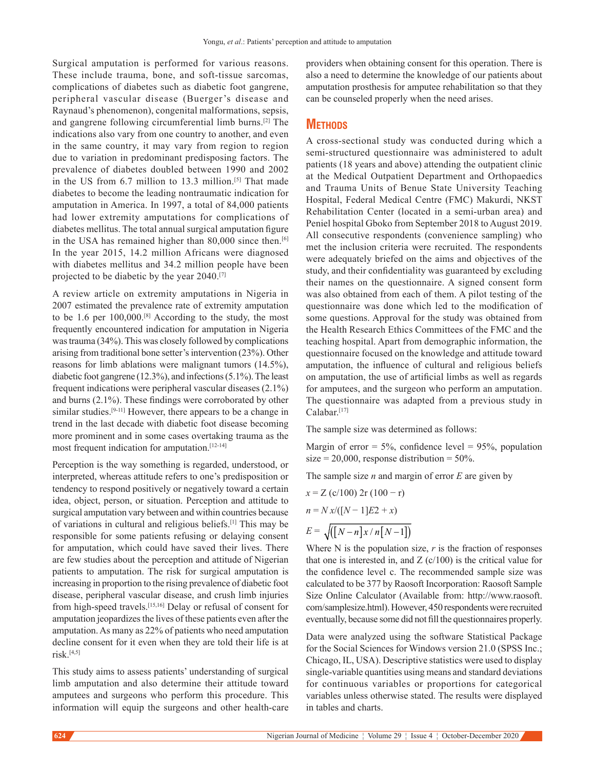Surgical amputation is performed for various reasons. These include trauma, bone, and soft-tissue sarcomas, complications of diabetes such as diabetic foot gangrene, peripheral vascular disease (Buerger's disease and Raynaud's phenomenon), congenital malformations, sepsis, and gangrene following circumferential limb burns.[2] The indications also vary from one country to another, and even in the same country, it may vary from region to region due to variation in predominant predisposing factors. The prevalence of diabetes doubled between 1990 and 2002 in the US from 6.7 million to 13.3 million.[5] That made diabetes to become the leading nontraumatic indication for amputation in America. In 1997, a total of 84,000 patients had lower extremity amputations for complications of diabetes mellitus. The total annual surgical amputation figure in the USA has remained higher than 80,000 since then.[6] In the year 2015, 14.2 million Africans were diagnosed with diabetes mellitus and 34.2 million people have been projected to be diabetic by the year 2040.[7]

A review article on extremity amputations in Nigeria in 2007 estimated the prevalence rate of extremity amputation to be 1.6 per 100,000.[8] According to the study, the most frequently encountered indication for amputation in Nigeria was trauma (34%). This was closely followed by complications arising from traditional bone setter's intervention (23%). Other reasons for limb ablations were malignant tumors (14.5%), diabetic foot gangrene (12.3%), and infections (5.1%). The least frequent indications were peripheral vascular diseases (2.1%) and burns (2.1%). These findings were corroborated by other similar studies.[9-11] However, there appears to be a change in trend in the last decade with diabetic foot disease becoming more prominent and in some cases overtaking trauma as the most frequent indication for amputation.[12-14]

Perception is the way something is regarded, understood, or interpreted, whereas attitude refers to one's predisposition or tendency to respond positively or negatively toward a certain idea, object, person, or situation. Perception and attitude to surgical amputation vary between and within countries because of variations in cultural and religious beliefs.[1] This may be responsible for some patients refusing or delaying consent for amputation, which could have saved their lives. There are few studies about the perception and attitude of Nigerian patients to amputation. The risk for surgical amputation is increasing in proportion to the rising prevalence of diabetic foot disease, peripheral vascular disease, and crush limb injuries from high-speed travels.[15,16] Delay or refusal of consent for amputation jeopardizes the lives of these patients even after the amputation. As many as 22% of patients who need amputation decline consent for it even when they are told their life is at risk.[4,5]

This study aims to assess patients' understanding of surgical limb amputation and also determine their attitude toward amputees and surgeons who perform this procedure. This information will equip the surgeons and other health-care providers when obtaining consent for this operation. There is also a need to determine the knowledge of our patients about amputation prosthesis for amputee rehabilitation so that they can be counseled properly when the need arises.

## Methods

A cross-sectional study was conducted during which a semi-structured questionnaire was administered to adult patients (18 years and above) attending the outpatient clinic at the Medical Outpatient Department and Orthopaedics and Trauma Units of Benue State University Teaching Hospital, Federal Medical Centre (FMC) Makurdi, NKST Rehabilitation Center (located in a semi-urban area) and Peniel hospital Gboko from September 2018 to August 2019. All consecutive respondents (convenience sampling) who met the inclusion criteria were recruited. The respondents were adequately briefed on the aims and objectives of the study, and their confidentiality was guaranteed by excluding their names on the questionnaire. A signed consent form was also obtained from each of them. A pilot testing of the questionnaire was done which led to the modification of some questions. Approval for the study was obtained from the Health Research Ethics Committees of the FMC and the teaching hospital. Apart from demographic information, the questionnaire focused on the knowledge and attitude toward amputation, the influence of cultural and religious beliefs on amputation, the use of artificial limbs as well as regards for amputees, and the surgeon who perform an amputation. The questionnaire was adapted from a previous study in Calabar.[17]

The sample size was determined as follows:

Margin of error = 5%, confidence level = 95%, population size = 20,000, response distribution = 50%.

The sample size $n$ and margin of error $E$ are given by

$$x = Z\,(c/100)\,2r\,(100 - r)$$

$$n = N\,x/([N - 1]E2 + x)$$

$$E = \sqrt{([N - n]x / n[N - 1])}$$

Where N is the population size, $r$ is the fraction of responses that one is interested in, and Z (c/100) is the critical value for the confidence level c. The recommended sample size was calculated to be 377 by Raosoft Incorporation: Raosoft Sample Size Online Calculator (Available from: http://www.raosoft.com/samplesize.html). However, 450 respondents were recruited eventually, because some did not fill the questionnaires properly.

Data were analyzed using the software Statistical Package for the Social Sciences for Windows version 21.0 (SPSS Inc.; Chicago, IL, USA). Descriptive statistics were used to display single-variable quantities using means and standard deviations for continuous variables or proportions for categorical variables unless otherwise stated. The results were displayed in tables and charts.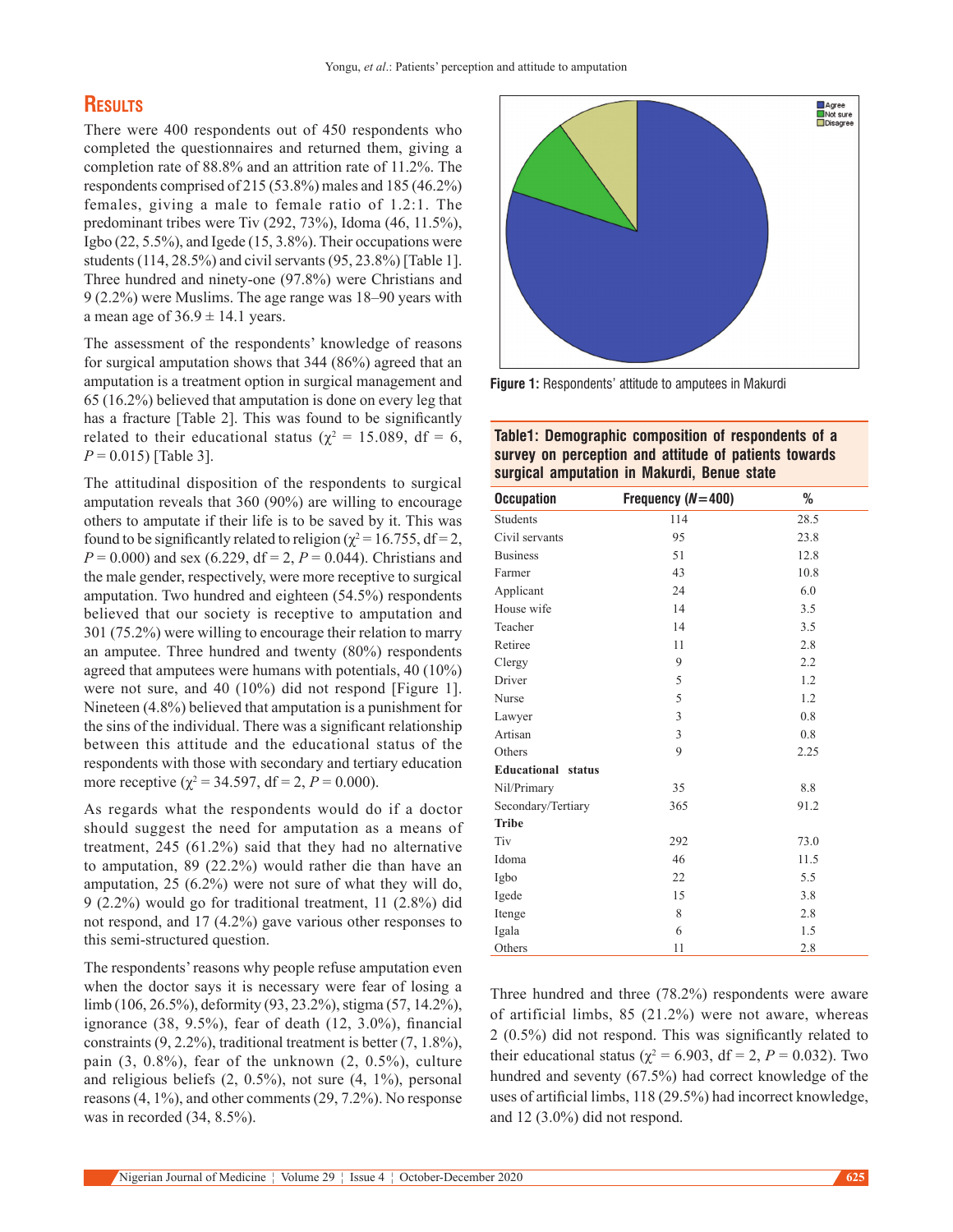## Results

There were 400 respondents out of 450 respondents who completed the questionnaires and returned them, giving a completion rate of 88.8% and an attrition rate of 11.2%. The respondents comprised of 215 (53.8%) males and 185 (46.2%) females, giving a male to female ratio of 1.2:1. The predominant tribes were Tiv (292, 73%), Idoma (46, 11.5%), Igbo (22, 5.5%), and Igede (15, 3.8%). Their occupations were students (114, 28.5%) and civil servants (95, 23.8%) [Table 1]. Three hundred and ninety-one (97.8%) were Christians and 9 (2.2%) were Muslims. The age range was 18–90 years with a mean age of 36.9 ± 14.1 years.

The assessment of the respondents' knowledge of reasons for surgical amputation shows that 344 (86%) agreed that an amputation is a treatment option in surgical management and 65 (16.2%) believed that amputation is done on every leg that has a fracture [Table 2]. This was found to be significantly related to their educational status ($\chi^2$ = 15.089, df = 6, $P$ = 0.015) [Table 3].

The attitudinal disposition of the respondents to surgical amputation reveals that 360 (90%) are willing to encourage others to amputate if their life is to be saved by it. This was found to be significantly related to religion ($\chi^2$ = 16.755, df = 2, $P$ = 0.000) and sex (6.229, df = 2, $P$ = 0.044). Christians and the male gender, respectively, were more receptive to surgical amputation. Two hundred and eighteen (54.5%) respondents believed that our society is receptive to amputation and 301 (75.2%) were willing to encourage their relation to marry an amputee. Three hundred and twenty (80%) respondents agreed that amputees were humans with potentials, 40 (10%) were not sure, and 40 (10%) did not respond [Figure 1]. Nineteen (4.8%) believed that amputation is a punishment for the sins of the individual. There was a significant relationship between this attitude and the educational status of the respondents with those with secondary and tertiary education more receptive ($\chi^2$ = 34.597, df = 2, $P$ = 0.000).

As regards what the respondents would do if a doctor should suggest the need for amputation as a means of treatment, 245 (61.2%) said that they had no alternative to amputation, 89 (22.2%) would rather die than have an amputation, 25 (6.2%) were not sure of what they will do, 9 (2.2%) would go for traditional treatment, 11 (2.8%) did not respond, and 17 (4.2%) gave various other responses to this semi-structured question.

The respondents' reasons why people refuse amputation even when the doctor says it is necessary were fear of losing a limb (106, 26.5%), deformity (93, 23.2%), stigma (57, 14.2%), ignorance (38, 9.5%), fear of death (12, 3.0%), financial constraints (9, 2.2%), traditional treatment is better (7, 1.8%), pain (3, 0.8%), fear of the unknown (2, 0.5%), culture and religious beliefs (2, 0.5%), not sure (4, 1%), personal reasons (4, 1%), and other comments (29, 7.2%). No response was in recorded (34, 8.5%).

Figure 1: Respondents' attitude to amputees in Makurdi

**Table1: Demographic composition of respondents of a survey on perception and attitude of patients towards surgical amputation in Makurdi, Benue state**

| Occupation | Frequency (N=400) | % |
|---|---|---|
| Students | 114 | 28.5 |
| Civil servants | 95 | 23.8 |
| Business | 51 | 12.8 |
| Farmer | 43 | 10.8 |
| Applicant | 24 | 6.0 |
| House wife | 14 | 3.5 |
| Teacher | 14 | 3.5 |
| Retiree | 11 | 2.8 |
| Clergy | 9 | 2.2 |
| Driver | 5 | 1.2 |
| Nurse | 5 | 1.2 |
| Lawyer | 3 | 0.8 |
| Artisan | 3 | 0.8 |
| Others | 9 | 2.25 |
| **Educational status** | | |
| Nil/Primary | 35 | 8.8 |
| Secondary/Tertiary | 365 | 91.2 |
| **Tribe** | | |
| Tiv | 292 | 73.0 |
| Idoma | 46 | 11.5 |
| Igbo | 22 | 5.5 |
| Igede | 15 | 3.8 |
| Itenge | 8 | 2.8 |
| Igala | 6 | 1.5 |
| Others | 11 | 2.8 |

Three hundred and three (78.2%) respondents were aware of artificial limbs, 85 (21.2%) were not aware, whereas 2 (0.5%) did not respond. This was significantly related to their educational status ($\chi^2$ = 6.903, df = 2, $P$ = 0.032). Two hundred and seventy (67.5%) had correct knowledge of the uses of artificial limbs, 118 (29.5%) had incorrect knowledge, and 12 (3.0%) did not respond.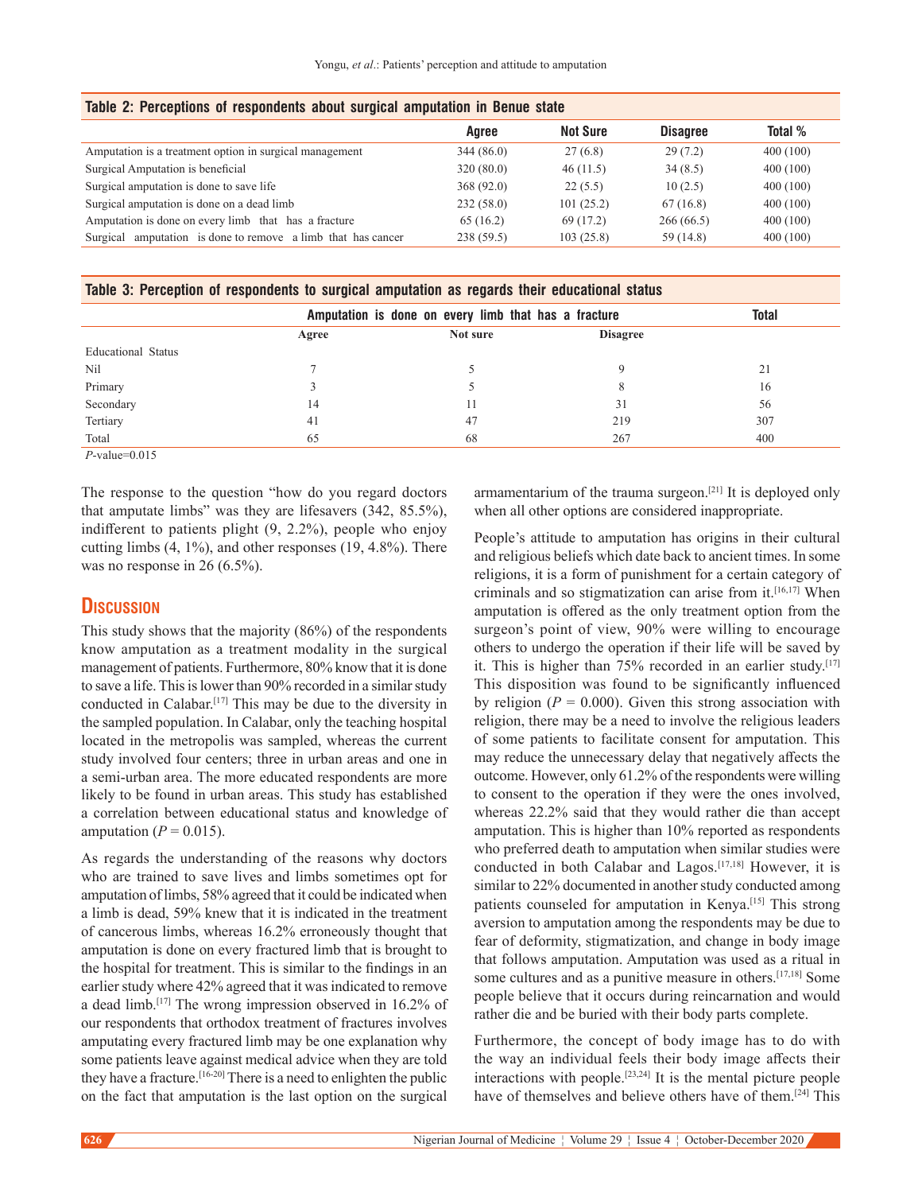**Table 2: Perceptions of respondents about surgical amputation in Benue state**

| | Agree | Not Sure | Disagree | Total % |
|---|---|---|---|---|
| Amputation is a treatment option in surgical management | 344 (86.0) | 27 (6.8) | 29 (7.2) | 400 (100) |
| Surgical Amputation is beneficial | 320 (80.0) | 46 (11.5) | 34 (8.5) | 400 (100) |
| Surgical amputation is done to save life | 368 (92.0) | 22 (5.5) | 10 (2.5) | 400 (100) |
| Surgical amputation is done on a dead limb | 232 (58.0) | 101 (25.2) | 67 (16.8) | 400 (100) |
| Amputation is done on every limb that has a fracture | 65 (16.2) | 69 (17.2) | 266 (66.5) | 400 (100) |
| Surgical amputation is done to remove a limb that has cancer | 238 (59.5) | 103 (25.8) | 59 (14.8) | 400 (100) |

**Table 3: Perception of respondents to surgical amputation as regards their educational status**

| | Amputation is done on every limb that has a fracture | | | Total |
|---|---|---|---|---|
| | Agree | Not sure | Disagree | |
| Educational Status | | | | |
| Nil | 7 | 5 | 9 | 21 |
| Primary | 3 | 5 | 8 | 16 |
| Secondary | 14 | 11 | 31 | 56 |
| Tertiary | 41 | 47 | 219 | 307 |
| Total | 65 | 68 | 267 | 400 |

*P*-value=0.015

The response to the question "how do you regard doctors that amputate limbs" was they are lifesavers (342, 85.5%), indifferent to patients plight (9, 2.2%), people who enjoy cutting limbs (4, 1%), and other responses (19, 4.8%). There was no response in 26 (6.5%).

## Discussion

This study shows that the majority (86%) of the respondents know amputation as a treatment modality in the surgical management of patients. Furthermore, 80% know that it is done to save a life. This is lower than 90% recorded in a similar study conducted in Calabar.[17] This may be due to the diversity in the sampled population. In Calabar, only the teaching hospital located in the metropolis was sampled, whereas the current study involved four centers; three in urban areas and one in a semi-urban area. The more educated respondents are more likely to be found in urban areas. This study has established a correlation between educational status and knowledge of amputation ($P = 0.015$).

As regards the understanding of the reasons why doctors who are trained to save lives and limbs sometimes opt for amputation of limbs, 58% agreed that it could be indicated when a limb is dead, 59% knew that it is indicated in the treatment of cancerous limbs, whereas 16.2% erroneously thought that amputation is done on every fractured limb that is brought to the hospital for treatment. This is similar to the findings in an earlier study where 42% agreed that it was indicated to remove a dead limb.[17] The wrong impression observed in 16.2% of our respondents that orthodox treatment of fractures involves amputating every fractured limb may be one explanation why some patients leave against medical advice when they are told they have a fracture.[16-20] There is a need to enlighten the public on the fact that amputation is the last option on the surgical armamentarium of the trauma surgeon.[21] It is deployed only when all other options are considered inappropriate.

People's attitude to amputation has origins in their cultural and religious beliefs which date back to ancient times. In some religions, it is a form of punishment for a certain category of criminals and so stigmatization can arise from it.[16,17] When amputation is offered as the only treatment option from the surgeon's point of view, 90% were willing to encourage others to undergo the operation if their life will be saved by it. This is higher than 75% recorded in an earlier study.[17] This disposition was found to be significantly influenced by religion ($P = 0.000$). Given this strong association with religion, there may be a need to involve the religious leaders of some patients to facilitate consent for amputation. This may reduce the unnecessary delay that negatively affects the outcome. However, only 61.2% of the respondents were willing to consent to the operation if they were the ones involved, whereas 22.2% said that they would rather die than accept amputation. This is higher than 10% reported as respondents who preferred death to amputation when similar studies were conducted in both Calabar and Lagos.[17,18] However, it is similar to 22% documented in another study conducted among patients counseled for amputation in Kenya.[15] This strong aversion to amputation among the respondents may be due to fear of deformity, stigmatization, and change in body image that follows amputation. Amputation was used as a ritual in some cultures and as a punitive measure in others.[17,18] Some people believe that it occurs during reincarnation and would rather die and be buried with their body parts complete.

Furthermore, the concept of body image has to do with the way an individual feels their body image affects their interactions with people.[23,24] It is the mental picture people have of themselves and believe others have of them.[24] This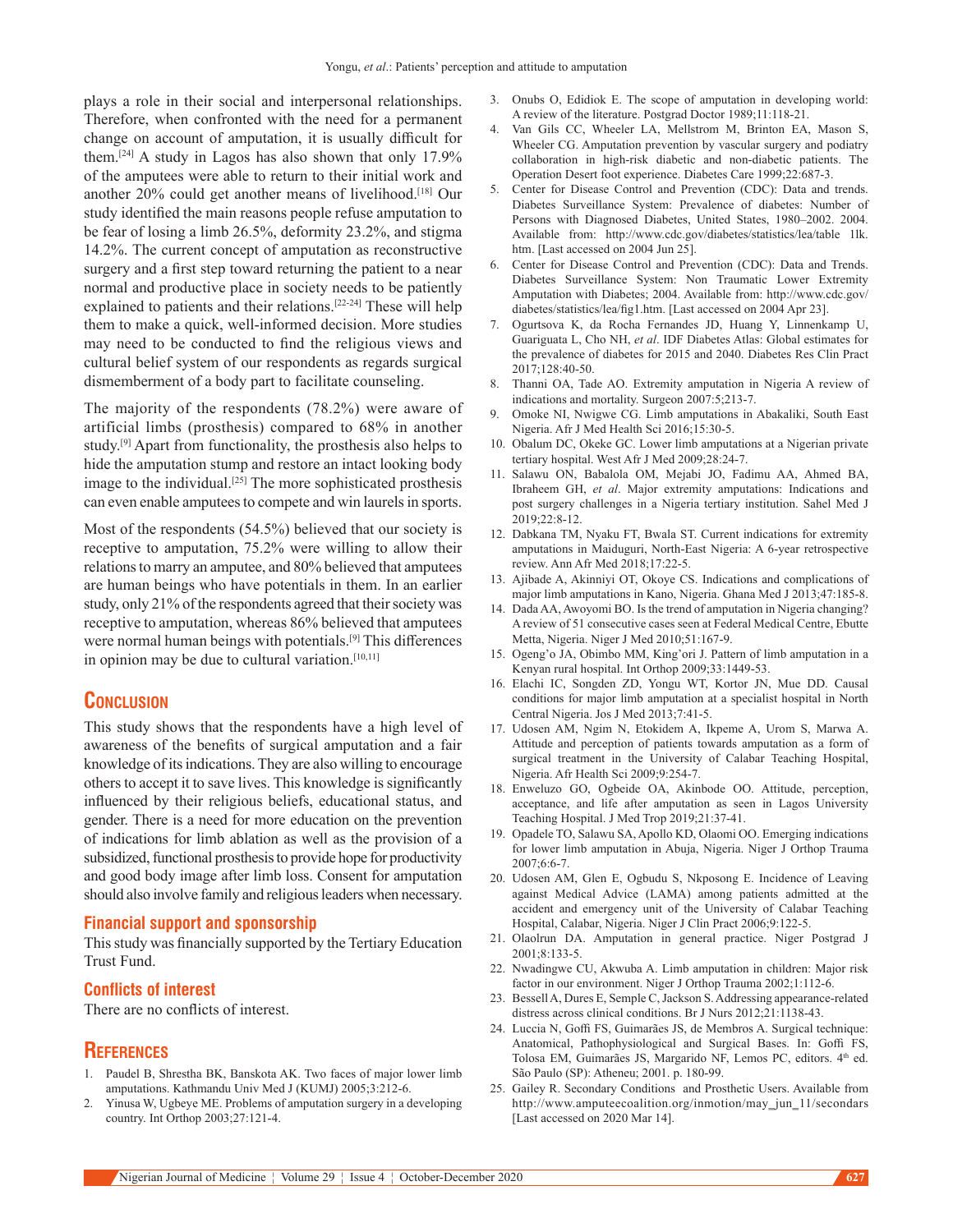plays a role in their social and interpersonal relationships. Therefore, when confronted with the need for a permanent change on account of amputation, it is usually difficult for them.[24] A study in Lagos has also shown that only 17.9% of the amputees were able to return to their initial work and another 20% could get another means of livelihood.[18] Our study identified the main reasons people refuse amputation to be fear of losing a limb 26.5%, deformity 23.2%, and stigma 14.2%. The current concept of amputation as reconstructive surgery and a first step toward returning the patient to a near normal and productive place in society needs to be patiently explained to patients and their relations.[22-24] These will help them to make a quick, well-informed decision. More studies may need to be conducted to find the religious views and cultural belief system of our respondents as regards surgical dismemberment of a body part to facilitate counseling.

The majority of the respondents (78.2%) were aware of artificial limbs (prosthesis) compared to 68% in another study.[9] Apart from functionality, the prosthesis also helps to hide the amputation stump and restore an intact looking body image to the individual.[25] The more sophisticated prosthesis can even enable amputees to compete and win laurels in sports.

Most of the respondents (54.5%) believed that our society is receptive to amputation, 75.2% were willing to allow their relations to marry an amputee, and 80% believed that amputees are human beings who have potentials in them. In an earlier study, only 21% of the respondents agreed that their society was receptive to amputation, whereas 86% believed that amputees were normal human beings with potentials.[9] This differences in opinion may be due to cultural variation.[10,11]

## Conclusion

This study shows that the respondents have a high level of awareness of the benefits of surgical amputation and a fair knowledge of its indications. They are also willing to encourage others to accept it to save lives. This knowledge is significantly influenced by their religious beliefs, educational status, and gender. There is a need for more education on the prevention of indications for limb ablation as well as the provision of a subsidized, functional prosthesis to provide hope for productivity and good body image after limb loss. Consent for amputation should also involve family and religious leaders when necessary.

### Financial support and sponsorship

This study was financially supported by the Tertiary Education Trust Fund.

### Conflicts of interest

There are no conflicts of interest.

## References

1. Paudel B, Shrestha BK, Banskota AK. Two faces of major lower limb amputations. Kathmandu Univ Med J (KUMJ) 2005;3:212-6.
2. Yinusa W, Ugbeye ME. Problems of amputation surgery in a developing country. Int Orthop 2003;27:121-4.
3. Onubs O, Edidiok E. The scope of amputation in developing world: A review of the literature. Postgrad Doctor 1989;11:118-21.
4. Van Gils CC, Wheeler LA, Mellstrom M, Brinton EA, Mason S, Wheeler CG. Amputation prevention by vascular surgery and podiatry collaboration in high-risk diabetic and non-diabetic patients. The Operation Desert foot experience. Diabetes Care 1999;22:687-3.
5. Center for Disease Control and Prevention (CDC): Data and trends. Diabetes Surveillance System: Prevalence of diabetes: Number of Persons with Diagnosed Diabetes, United States, 1980–2002. 2004. Available from: http://www.cdc.gov/diabetes/statistics/lea/table 1lk. htm. [Last accessed on 2004 Jun 25].
6. Center for Disease Control and Prevention (CDC): Data and Trends. Diabetes Surveillance System: Non Traumatic Lower Extremity Amputation with Diabetes; 2004. Available from: http://www.cdc.gov/diabetes/statistics/lea/fig1.htm. [Last accessed on 2004 Apr 23].
7. Ogurtsova K, da Rocha Fernandes JD, Huang Y, Linnenkamp U, Guariguata L, Cho NH, *et al*. IDF Diabetes Atlas: Global estimates for the prevalence of diabetes for 2015 and 2040. Diabetes Res Clin Pract 2017;128:40-50.
8. Thanni OA, Tade AO. Extremity amputation in Nigeria A review of indications and mortality. Surgeon 2007:5;213-7.
9. Omoke NI, Nwigwe CG. Limb amputations in Abakaliki, South East Nigeria. Afr J Med Health Sci 2016;15:30-5.
10. Obalum DC, Okeke GC. Lower limb amputations at a Nigerian private tertiary hospital. West Afr J Med 2009;28:24-7.
11. Salawu ON, Babalola OM, Mejabi JO, Fadimu AA, Ahmed BA, Ibraheem GH, *et al*. Major extremity amputations: Indications and post surgery challenges in a Nigeria tertiary institution. Sahel Med J 2019;22:8-12.
12. Dabkana TM, Nyaku FT, Bwala ST. Current indications for extremity amputations in Maiduguri, North-East Nigeria: A 6-year retrospective review. Ann Afr Med 2018;17:22-5.
13. Ajibade A, Akinniyi OT, Okoye CS. Indications and complications of major limb amputations in Kano, Nigeria. Ghana Med J 2013;47:185-8.
14. Dada AA, Awoyomi BO. Is the trend of amputation in Nigeria changing? A review of 51 consecutive cases seen at Federal Medical Centre, Ebutte Metta, Nigeria. Niger J Med 2010;51:167-9.
15. Ogeng'o JA, Obimbo MM, King'ori J. Pattern of limb amputation in a Kenyan rural hospital. Int Orthop 2009;33:1449-53.
16. Elachi IC, Songden ZD, Yongu WT, Kortor JN, Mue DD. Causal conditions for major limb amputation at a specialist hospital in North Central Nigeria. Jos J Med 2013;7:41-5.
17. Udosen AM, Ngim N, Etokidem A, Ikpeme A, Urom S, Marwa A. Attitude and perception of patients towards amputation as a form of surgical treatment in the University of Calabar Teaching Hospital, Nigeria. Afr Health Sci 2009;9:254-7.
18. Enweluzo GO, Ogbeide OA, Akinbode OO. Attitude, perception, acceptance, and life after amputation as seen in Lagos University Teaching Hospital. J Med Trop 2019;21:37-41.
19. Opadele TO, Salawu SA, Apollo KD, Olaomi OO. Emerging indications for lower limb amputation in Abuja, Nigeria. Niger J Orthop Trauma 2007;6:6-7.
20. Udosen AM, Glen E, Ogbudu S, Nkposong E. Incidence of Leaving against Medical Advice (LAMA) among patients admitted at the accident and emergency unit of the University of Calabar Teaching Hospital, Calabar, Nigeria. Niger J Clin Pract 2006;9:122-5.
21. Olaolrun DA. Amputation in general practice. Niger Postgrad J 2001;8:133-5.
22. Nwadingwe CU, Akwuba A. Limb amputation in children: Major risk factor in our environment. Niger J Orthop Trauma 2002;1:112-6.
23. Bessell A, Dures E, Semple C, Jackson S. Addressing appearance-related distress across clinical conditions. Br J Nurs 2012;21:1138-43.
24. Luccia N, Goffi FS, Guimarães JS, de Membros A. Surgical technique: Anatomical, Pathophysiological and Surgical Bases. In: Goffi FS, Tolosa EM, Guimarães JS, Margarido NF, Lemos PC, editors. 4th ed. São Paulo (SP): Atheneu; 2001. p. 180-99.
25. Gailey R. Secondary Conditions and Prosthetic Users. Available from http://www.amputeecoalition.org/inmotion/may_jun_11/secondars [Last accessed on 2020 Mar 14].